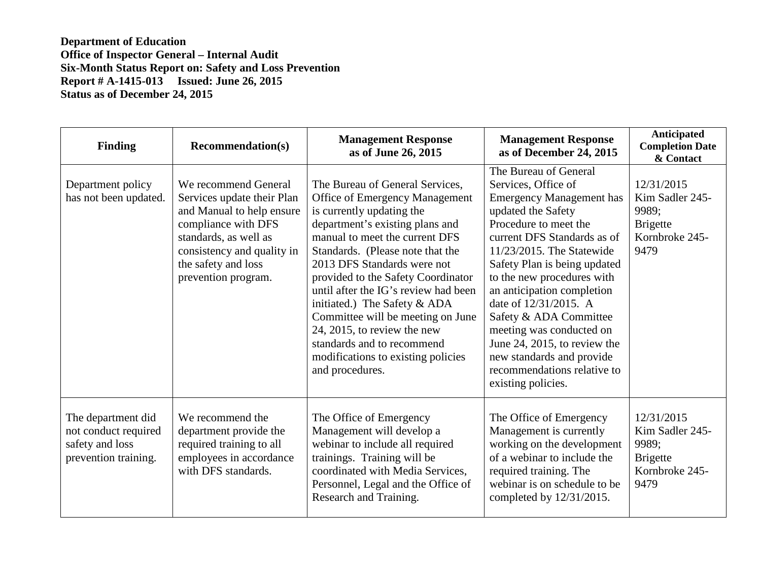**Department of Education**
**Office of Inspector General – Internal Audit**
**Six-Month Status Report on: Safety and Loss Prevention**
**Report # A-1415-013 Issued: June 26, 2015**
**Status as of December 24, 2015**

| Finding | Recommendation(s) | Management Response as of June 26, 2015 | Management Response as of December 24, 2015 | Anticipated Completion Date & Contact |
|---|---|---|---|---|
| Department policy has not been updated. | We recommend General Services update their Plan and Manual to help ensure compliance with DFS standards, as well as consistency and quality in the safety and loss prevention program. | The Bureau of General Services, Office of Emergency Management is currently updating the department's existing plans and manual to meet the current DFS Standards. (Please note that the 2013 DFS Standards were not provided to the Safety Coordinator until after the IG's review had been initiated.) The Safety & ADA Committee will be meeting on June 24, 2015, to review the new standards and to recommend modifications to existing policies and procedures. | The Bureau of General Services, Office of Emergency Management has updated the Safety Procedure to meet the current DFS Standards as of 11/23/2015. The Statewide Safety Plan is being updated to the new procedures with an anticipation completion date of 12/31/2015. A Safety & ADA Committee meeting was conducted on June 24, 2015, to review the new standards and provide recommendations relative to existing policies. | 12/31/2015 Kim Sadler 245-9989; Brigette Kornbroke 245-9479 |
| The department did not conduct required safety and loss prevention training. | We recommend the department provide the required training to all employees in accordance with DFS standards. | The Office of Emergency Management will develop a webinar to include all required trainings. Training will be coordinated with Media Services, Personnel, Legal and the Office of Research and Training. | The Office of Emergency Management is currently working on the development of a webinar to include the required training. The webinar is on schedule to be completed by 12/31/2015. | 12/31/2015 Kim Sadler 245-9989; Brigette Kornbroke 245-9479 |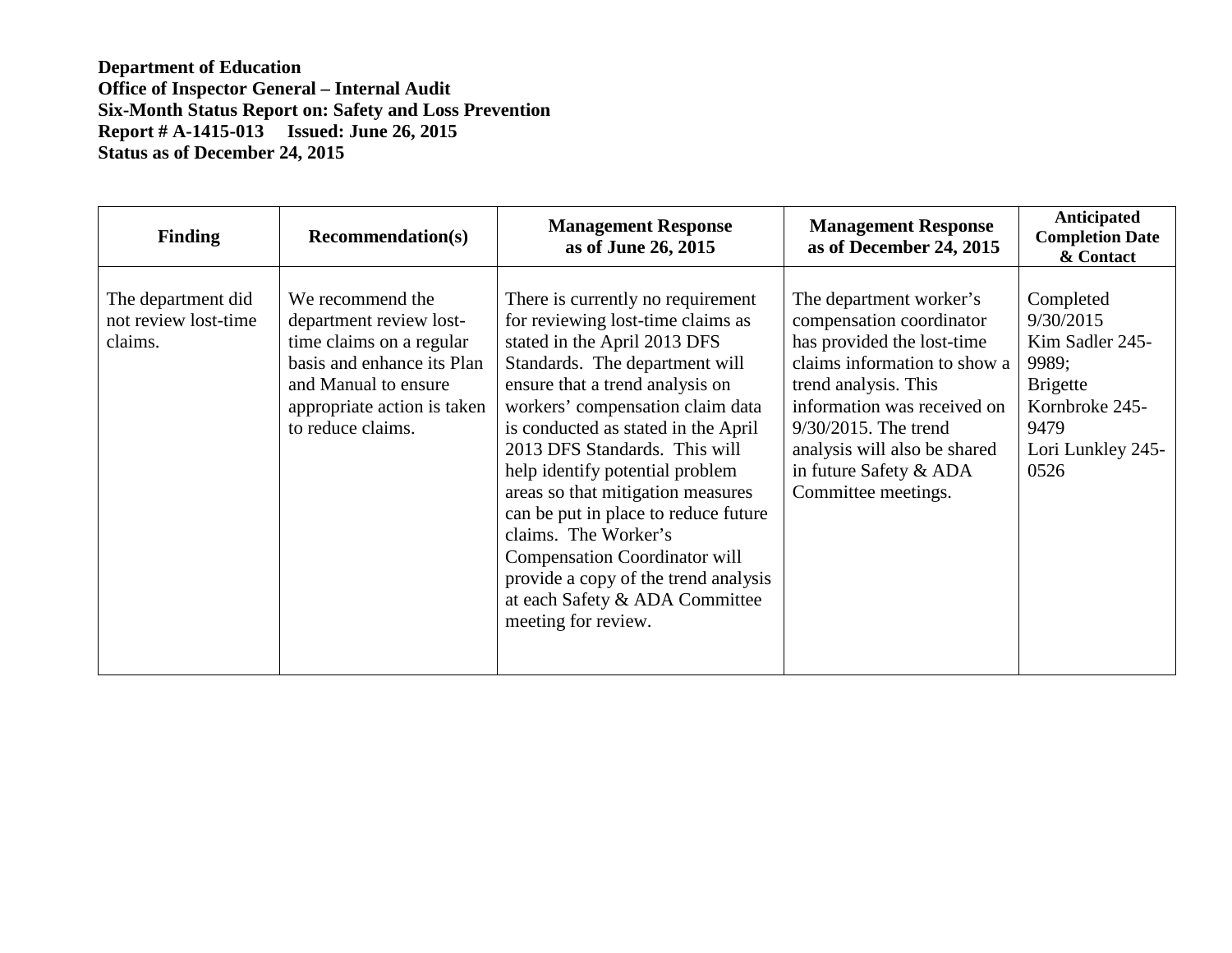**Department of Education**
**Office of Inspector General – Internal Audit**
**Six-Month Status Report on: Safety and Loss Prevention**
**Report # A-1415-013 Issued: June 26, 2015**
**Status as of December 24, 2015**

| Finding | Recommendation(s) | Management Response as of June 26, 2015 | Management Response as of December 24, 2015 | Anticipated Completion Date & Contact |
|---|---|---|---|---|
| The department did not review lost-time claims. | We recommend the department review lost-time claims on a regular basis and enhance its Plan and Manual to ensure appropriate action is taken to reduce claims. | There is currently no requirement for reviewing lost-time claims as stated in the April 2013 DFS Standards. The department will ensure that a trend analysis on workers' compensation claim data is conducted as stated in the April 2013 DFS Standards. This will help identify potential problem areas so that mitigation measures can be put in place to reduce future claims. The Worker's Compensation Coordinator will provide a copy of the trend analysis at each Safety & ADA Committee meeting for review. | The department worker's compensation coordinator has provided the lost-time claims information to show a trend analysis. This information was received on 9/30/2015. The trend analysis will also be shared in future Safety & ADA Committee meetings. | Completed 9/30/2015 Kim Sadler 245-9989; Brigette Kornbroke 245-9479 Lori Lunkley 245-0526 |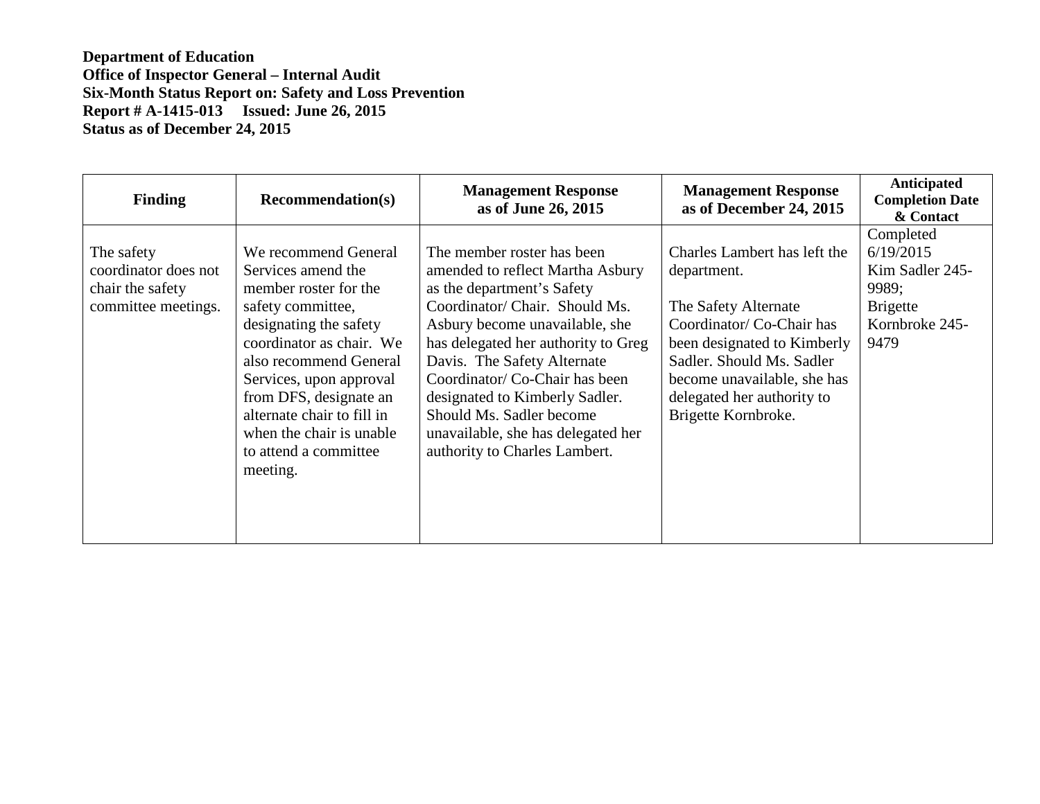**Department of Education**
**Office of Inspector General – Internal Audit**
**Six-Month Status Report on: Safety and Loss Prevention**
**Report # A-1415-013 Issued: June 26, 2015**
**Status as of December 24, 2015**

| Finding | Recommendation(s) | Management Response as of June 26, 2015 | Management Response as of December 24, 2015 | Anticipated Completion Date & Contact |
|---|---|---|---|---|
| The safety coordinator does not chair the safety committee meetings. | We recommend General Services amend the member roster for the safety committee, designating the safety coordinator as chair. We also recommend General Services, upon approval from DFS, designate an alternate chair to fill in when the chair is unable to attend a committee meeting. | The member roster has been amended to reflect Martha Asbury as the department's Safety Coordinator/ Chair. Should Ms. Asbury become unavailable, she has delegated her authority to Greg Davis. The Safety Alternate Coordinator/ Co-Chair has been designated to Kimberly Sadler. Should Ms. Sadler become unavailable, she has delegated her authority to Charles Lambert. | Charles Lambert has left the department.<br><br>The Safety Alternate Coordinator/ Co-Chair has been designated to Kimberly Sadler. Should Ms. Sadler become unavailable, she has delegated her authority to Brigette Kornbroke. | Completed 6/19/2015<br>Kim Sadler 245-9989;<br>Brigette Kornbroke 245-9479 |